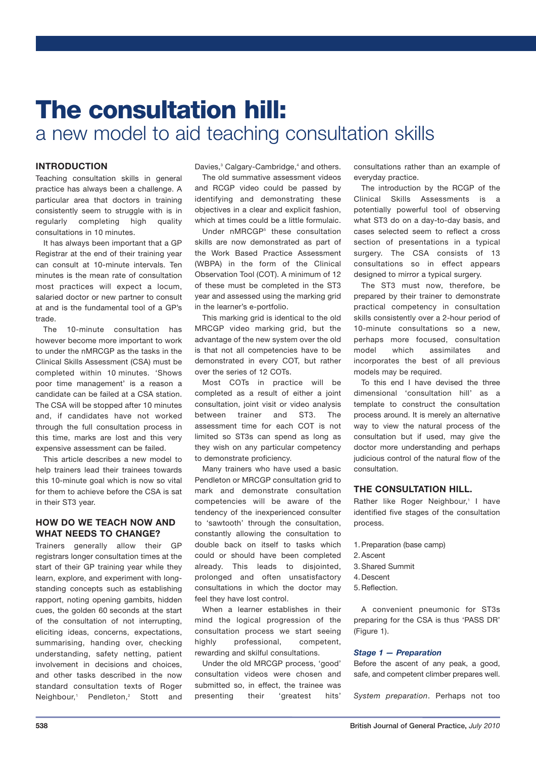# The consultation hill:

## a new model to aid teaching consultation skills

### INTRODUCTION

Teaching consultation skills in general practice has always been a challenge. A particular area that doctors in training consistently seem to struggle with is in regularly completing high quality consultations in 10 minutes.

It has always been important that a GP Registrar at the end of their training year can consult at 10-minute intervals. Ten minutes is the mean rate of consultation most practices will expect a locum, salaried doctor or new partner to consult at and is the fundamental tool of a GP's trade.

The 10-minute consultation has however become more important to work to under the nMRCGP as the tasks in the Clinical Skills Assessment (CSA) must be completed within 10 minutes. 'Shows poor time management' is a reason a candidate can be failed at a CSA station. The CSA will be stopped after 10 minutes and, if candidates have not worked through the full consultation process in this time, marks are lost and this very expensive assessment can be failed.

This article describes a new model to help trainers lead their trainees towards this 10-minute goal which is now so vital for them to achieve before the CSA is sat in their ST3 year.

### HOW DO WE TEACH NOW AND WHAT NEEDS TO CHANGE?

Trainers generally allow their GP registrars longer consultation times at the start of their GP training year while they learn, explore, and experiment with long-standing concepts such as establishing rapport, noting opening gambits, hidden cues, the golden 60 seconds at the start of the consultation of not interrupting, eliciting ideas, concerns, expectations, summarising, handing over, checking understanding, safety netting, patient involvement in decisions and choices, and other tasks described in the now standard consultation texts of Roger Neighbour,[1] Pendleton,[2] Stott and Davies,[3] Calgary-Cambridge,[4] and others.

The old summative assessment videos and RCGP video could be passed by identifying and demonstrating these objectives in a clear and explicit fashion, which at times could be a little formulaic.

Under nMRCGP[5] these consultation skills are now demonstrated as part of the Work Based Practice Assessment (WBPA) in the form of the Clinical Observation Tool (COT). A minimum of 12 of these must be completed in the ST3 year and assessed using the marking grid in the learner's e-portfolio.

This marking grid is identical to the old MRCGP video marking grid, but the advantage of the new system over the old is that not all competencies have to be demonstrated in every COT, but rather over the series of 12 COTs.

Most COTs in practice will be completed as a result of either a joint consultation, joint visit or video analysis between trainer and ST3. The assessment time for each COT is not limited so ST3s can spend as long as they wish on any particular competency to demonstrate proficiency.

Many trainers who have used a basic Pendleton or MRCGP consultation grid to mark and demonstrate consultation competencies will be aware of the tendency of the inexperienced consulter to 'sawtooth' through the consultation, constantly allowing the consultation to double back on itself to tasks which could or should have been completed already. This leads to disjointed, prolonged and often unsatisfactory consultations in which the doctor may feel they have lost control.

When a learner establishes in their mind the logical progression of the consultation process we start seeing highly professional, competent, rewarding and skilful consultations.

Under the old MRCGP process, 'good' consultation videos were chosen and submitted so, in effect, the trainee was presenting their 'greatest hits' consultations rather than an example of everyday practice.

The introduction by the RCGP of the Clinical Skills Assessments is a potentially powerful tool of observing what ST3 do on a day-to-day basis, and cases selected seem to reflect a cross section of presentations in a typical surgery. The CSA consists of 13 consultations so in effect appears designed to mirror a typical surgery.

The ST3 must now, therefore, be prepared by their trainer to demonstrate practical competency in consultation skills consistently over a 2-hour period of 10-minute consultations so a new, perhaps more focused, consultation model which assimilates and incorporates the best of all previous models may be required.

To this end I have devised the three dimensional 'consultation hill' as a template to construct the consultation process around. It is merely an alternative way to view the natural process of the consultation but if used, may give the doctor more understanding and perhaps judicious control of the natural flow of the consultation.

### THE CONSULTATION HILL.

Rather like Roger Neighbour,[1] I have identified five stages of the consultation process.

1. Preparation (base camp)
2. Ascent
3. Shared Summit
4. Descent
5. Reflection.

A convenient pneumonic for ST3s preparing for the CSA is thus 'PASS DR' (Figure 1).

#### *Stage 1 — Preparation*

Before the ascent of any peak, a good, safe, and competent climber prepares well.

*System preparation*. Perhaps not too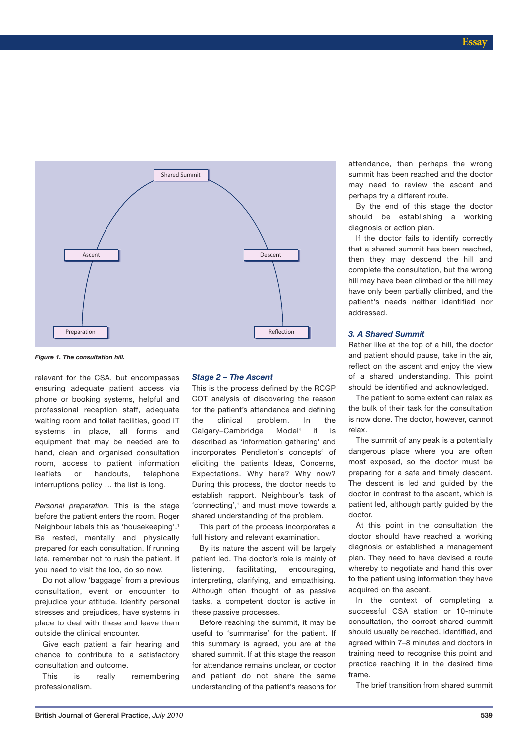Shared Summit

Ascent

Descent

Preparation

Reflection

*Figure 1. The consultation hill.*

relevant for the CSA, but encompasses ensuring adequate patient access via phone or booking systems, helpful and professional reception staff, adequate waiting room and toilet facilities, good IT systems in place, all forms and equipment that may be needed are to hand, clean and organised consultation room, access to patient information leaflets or handouts, telephone interruptions policy … the list is long.

*Personal preparation.* This is the stage before the patient enters the room. Roger Neighbour labels this as 'housekeeping'.[1] Be rested, mentally and physically prepared for each consultation. If running late, remember not to rush the patient. If you need to visit the loo, do so now.

Do not allow 'baggage' from a previous consultation, event or encounter to prejudice your attitude. Identify personal stresses and prejudices, have systems in place to deal with these and leave them outside the clinical encounter.

Give each patient a fair hearing and chance to contribute to a satisfactory consultation and outcome.

This is really remembering professionalism.

### *Stage 2 – The Ascent*

This is the process defined by the RCGP COT analysis of discovering the reason for the patient's attendance and defining the the clinical problem. In the Calgary–Cambridge Model[4] it is described as 'information gathering' and incorporates Pendleton's concepts[2] of eliciting the patients Ideas, Concerns, Expectations. Why here? Why now? During this process, the doctor needs to establish rapport, Neighbour's task of 'connecting',[1] and must move towards a shared understanding of the problem.

This part of the process incorporates a full history and relevant examination.

By its nature the ascent will be largely patient led. The doctor's role is mainly of listening, facilitating, encouraging, interpreting, clarifying, and empathising. Although often thought of as passive tasks, a competent doctor is active in these passive processes.

Before reaching the summit, it may be useful to 'summarise' for the patient. If this summary is agreed, you are at the shared summit. If at this stage the reason for attendance remains unclear, or doctor and patient do not share the same understanding of the patient's reasons for attendance, then perhaps the wrong summit has been reached and the doctor may need to review the ascent and perhaps try a different route.

By the end of this stage the doctor should be establishing a working diagnosis or action plan.

If the doctor fails to identify correctly that a shared summit has been reached, then they may descend the hill and complete the consultation, but the wrong hill may have been climbed or the hill may have only been partially climbed, and the patient's needs neither identified nor addressed.

### *3. A Shared Summit*

Rather like at the top of a hill, the doctor and patient should pause, take in the air, reflect on the ascent and enjoy the view of a shared understanding. This point should be identified and acknowledged.

The patient to some extent can relax as the bulk of their task for the consultation is now done. The doctor, however, cannot relax.

The summit of any peak is a potentially dangerous place where you are often most exposed, so the doctor must be preparing for a safe and timely descent. The descent is led and guided by the doctor in contrast to the ascent, which is patient led, although partly guided by the doctor.

At this point in the consultation the doctor should have reached a working diagnosis or established a management plan. They need to have devised a route whereby to negotiate and hand this over to the patient using information they have acquired on the ascent.

In the context of completing a successful CSA station or 10-minute consultation, the correct shared summit should usually be reached, identified, and agreed within 7–8 minutes and doctors in training need to recognise this point and practice reaching it in the desired time frame.

The brief transition from shared summit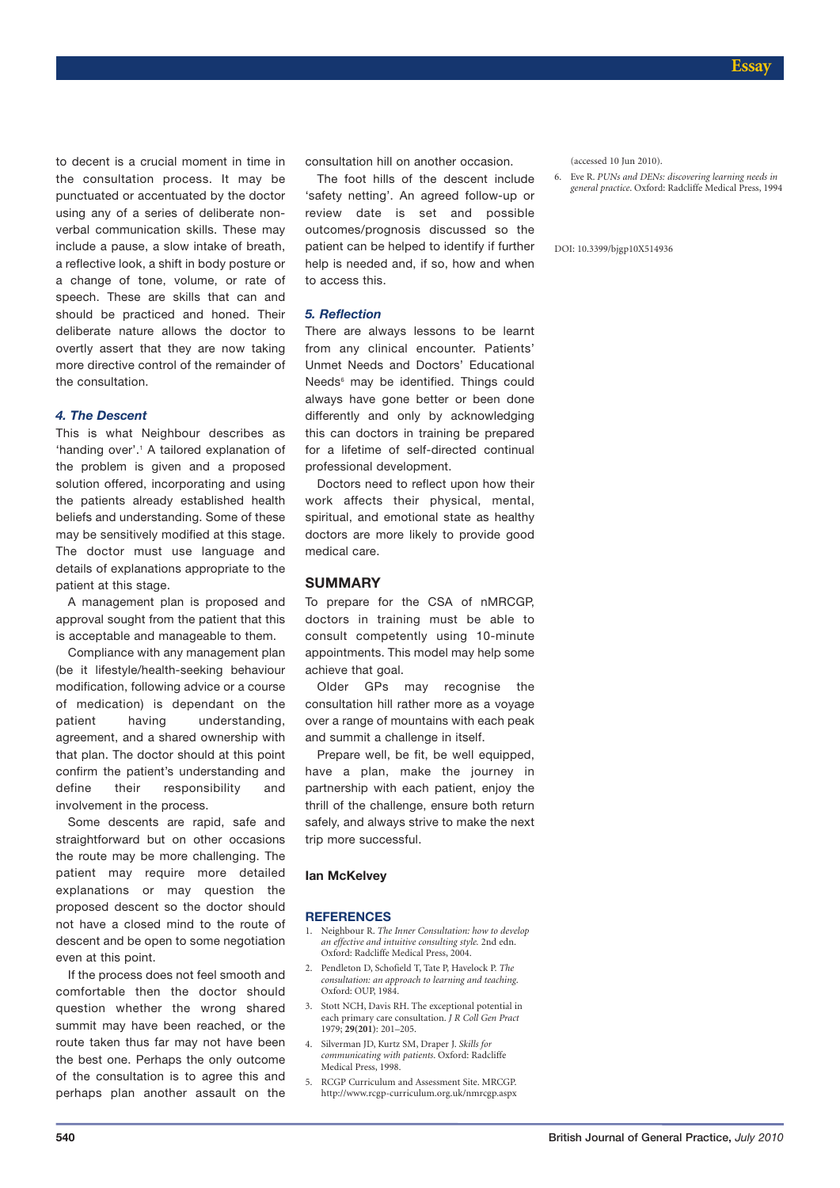to decent is a crucial moment in time in the consultation process. It may be punctuated or accentuated by the doctor using any of a series of deliberate non-verbal communication skills. These may include a pause, a slow intake of breath, a reflective look, a shift in body posture or a change of tone, volume, or rate of speech. These are skills that can and should be practiced and honed. Their deliberate nature allows the doctor to overtly assert that they are now taking more directive control of the remainder of the consultation.

#### *4. The Descent*

This is what Neighbour describes as 'handing over'.[1] A tailored explanation of the problem is given and a proposed solution offered, incorporating and using the patients already established health beliefs and understanding. Some of these may be sensitively modified at this stage. The doctor must use language and details of explanations appropriate to the patient at this stage.

A management plan is proposed and approval sought from the patient that this is acceptable and manageable to them.

Compliance with any management plan (be it lifestyle/health-seeking behaviour modification, following advice or a course of medication) is dependant on the patient having understanding, agreement, and a shared ownership with that plan. The doctor should at this point confirm the patient's understanding and define their responsibility and involvement in the process.

Some descents are rapid, safe and straightforward but on other occasions the route may be more challenging. The patient may require more detailed explanations or may question the proposed descent so the doctor should not have a closed mind to the route of descent and be open to some negotiation even at this point.

If the process does not feel smooth and comfortable then the doctor should question whether the wrong shared summit may have been reached, or the route taken thus far may not have been the best one. Perhaps the only outcome of the consultation is to agree this and perhaps plan another assault on the consultation hill on another occasion.

The foot hills of the descent include 'safety netting'. An agreed follow-up or review date is set and possible outcomes/prognosis discussed so the patient can be helped to identify if further help is needed and, if so, how and when to access this.

#### *5. Reflection*

There are always lessons to be learnt from any clinical encounter. Patients' Unmet Needs and Doctors' Educational Needs[6] may be identified. Things could always have gone better or been done differently and only by acknowledging this can doctors in training be prepared for a lifetime of self-directed continual professional development.

Doctors need to reflect upon how their work affects their physical, mental, spiritual, and emotional state as healthy doctors are more likely to provide good medical care.

## SUMMARY

To prepare for the CSA of nMRCGP, doctors in training must be able to consult competently using 10-minute appointments. This model may help some achieve that goal.

Older GPs may recognise the consultation hill rather more as a voyage over a range of mountains with each peak and summit a challenge in itself.

Prepare well, be fit, be well equipped, have a plan, make the journey in partnership with each patient, enjoy the thrill of the challenge, ensure both return safely, and always strive to make the next trip more successful.

**Ian McKelvey**

## REFERENCES

1. Neighbour R. *The Inner Consultation: how to develop an effective and intuitive consulting style.* 2nd edn. Oxford: Radcliffe Medical Press, 2004.
2. Pendleton D, Schofield T, Tate P, Havelock P. *The consultation: an approach to learning and teaching.* Oxford: OUP, 1984.
3. Stott NCH, Davis RH. The exceptional potential in each primary care consultation. *J R Coll Gen Pract* 1979; **29(201)**: 201–205.
4. Silverman JD, Kurtz SM, Draper J. *Skills for communicating with patients.* Oxford: Radcliffe Medical Press, 1998.
5. RCGP Curriculum and Assessment Site. MRCGP. http://www.rcgp-curriculum.org.uk/nmrcgp.aspx (accessed 10 Jun 2010).
6. Eve R. *PUNs and DENs: discovering learning needs in general practice.* Oxford: Radcliffe Medical Press, 1994

DOI: 10.3399/bjgp10X514936